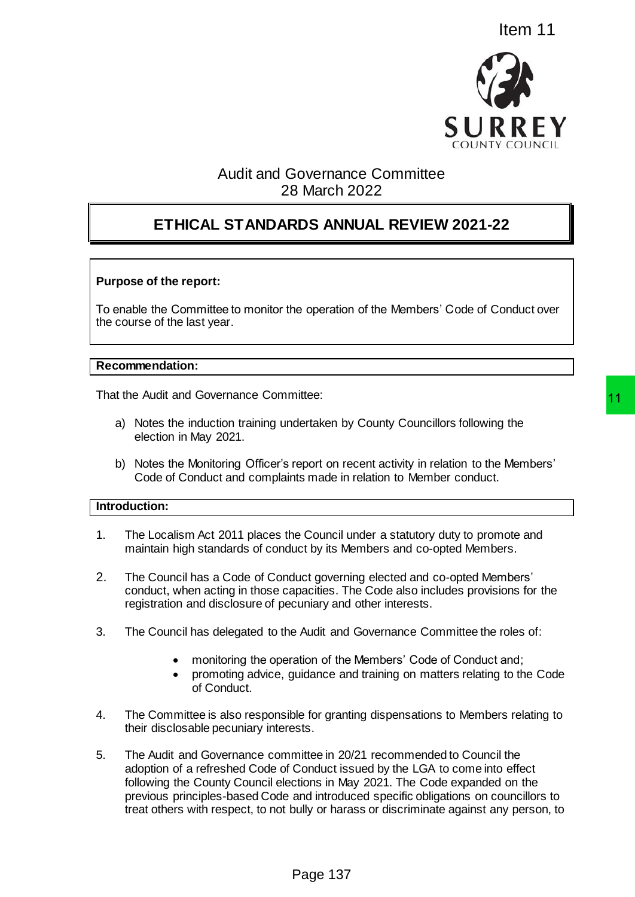Item 11

Audit and Governance Committee
28 March 2022

# ETHICAL STANDARDS ANNUAL REVIEW 2021-22

**Purpose of the report:**

To enable the Committee to monitor the operation of the Members' Code of Conduct over the course of the last year.

**Recommendation:**

That the Audit and Governance Committee:

a) Notes the induction training undertaken by County Councillors following the election in May 2021.

b) Notes the Monitoring Officer's report on recent activity in relation to the Members' Code of Conduct and complaints made in relation to Member conduct.

**Introduction:**

1. The Localism Act 2011 places the Council under a statutory duty to promote and maintain high standards of conduct by its Members and co-opted Members.

2. The Council has a Code of Conduct governing elected and co-opted Members' conduct, when acting in those capacities. The Code also includes provisions for the registration and disclosure of pecuniary and other interests.

3. The Council has delegated to the Audit and Governance Committee the roles of:

   - monitoring the operation of the Members' Code of Conduct and;
   - promoting advice, guidance and training on matters relating to the Code of Conduct.

4. The Committee is also responsible for granting dispensations to Members relating to their disclosable pecuniary interests.

5. The Audit and Governance committee in 20/21 recommended to Council the adoption of a refreshed Code of Conduct issued by the LGA to come into effect following the County Council elections in May 2021. The Code expanded on the previous principles-based Code and introduced specific obligations on councillors to treat others with respect, to not bully or harass or discriminate against any person, to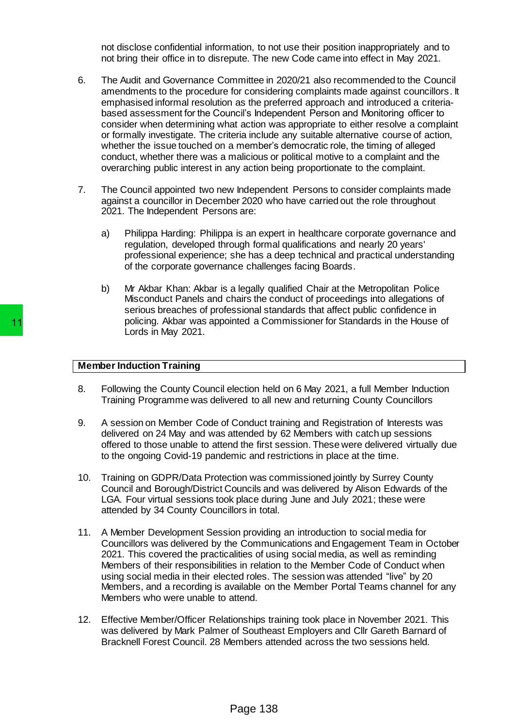not disclose confidential information, to not use their position inappropriately and to not bring their office in to disrepute. The new Code came into effect in May 2021.

6. The Audit and Governance Committee in 2020/21 also recommended to the Council amendments to the procedure for considering complaints made against councillors. It emphasised informal resolution as the preferred approach and introduced a criteria-based assessment for the Council's Independent Person and Monitoring officer to consider when determining what action was appropriate to either resolve a complaint or formally investigate. The criteria include any suitable alternative course of action, whether the issue touched on a member's democratic role, the timing of alleged conduct, whether there was a malicious or political motive to a complaint and the overarching public interest in any action being proportionate to the complaint.

7. The Council appointed two new Independent Persons to consider complaints made against a councillor in December 2020 who have carried out the role throughout 2021. The Independent Persons are:

   a) Philippa Harding: Philippa is an expert in healthcare corporate governance and regulation, developed through formal qualifications and nearly 20 years' professional experience; she has a deep technical and practical understanding of the corporate governance challenges facing Boards.

   b) Mr Akbar Khan: Akbar is a legally qualified Chair at the Metropolitan Police Misconduct Panels and chairs the conduct of proceedings into allegations of serious breaches of professional standards that affect public confidence in policing. Akbar was appointed a Commissioner for Standards in the House of Lords in May 2021.

## Member Induction Training

8. Following the County Council election held on 6 May 2021, a full Member Induction Training Programme was delivered to all new and returning County Councillors

9. A session on Member Code of Conduct training and Registration of Interests was delivered on 24 May and was attended by 62 Members with catch up sessions offered to those unable to attend the first session. These were delivered virtually due to the ongoing Covid-19 pandemic and restrictions in place at the time.

10. Training on GDPR/Data Protection was commissioned jointly by Surrey County Council and Borough/District Councils and was delivered by Alison Edwards of the LGA. Four virtual sessions took place during June and July 2021; these were attended by 34 County Councillors in total.

11. A Member Development Session providing an introduction to social media for Councillors was delivered by the Communications and Engagement Team in October 2021. This covered the practicalities of using social media, as well as reminding Members of their responsibilities in relation to the Member Code of Conduct when using social media in their elected roles. The session was attended "live" by 20 Members, and a recording is available on the Member Portal Teams channel for any Members who were unable to attend.

12. Effective Member/Officer Relationships training took place in November 2021. This was delivered by Mark Palmer of Southeast Employers and Cllr Gareth Barnard of Bracknell Forest Council. 28 Members attended across the two sessions held.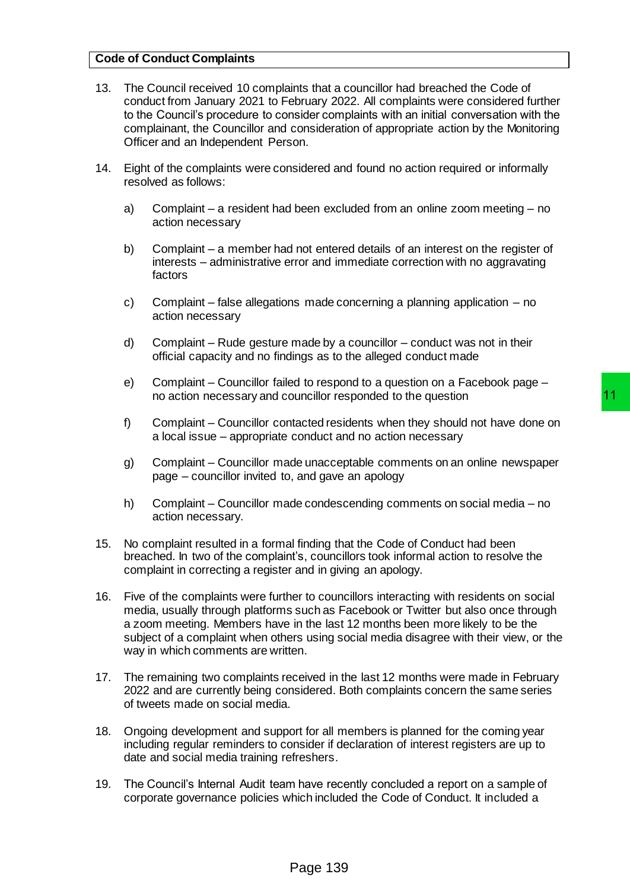**Code of Conduct Complaints**

13. The Council received 10 complaints that a councillor had breached the Code of conduct from January 2021 to February 2022. All complaints were considered further to the Council's procedure to consider complaints with an initial conversation with the complainant, the Councillor and consideration of appropriate action by the Monitoring Officer and an Independent Person.

14. Eight of the complaints were considered and found no action required or informally resolved as follows:

    a) Complaint – a resident had been excluded from an online zoom meeting – no action necessary

    b) Complaint – a member had not entered details of an interest on the register of interests – administrative error and immediate correction with no aggravating factors

    c) Complaint – false allegations made concerning a planning application – no action necessary

    d) Complaint – Rude gesture made by a councillor – conduct was not in their official capacity and no findings as to the alleged conduct made

    e) Complaint – Councillor failed to respond to a question on a Facebook page – no action necessary and councillor responded to the question

    f) Complaint – Councillor contacted residents when they should not have done on a local issue – appropriate conduct and no action necessary

    g) Complaint – Councillor made unacceptable comments on an online newspaper page – councillor invited to, and gave an apology

    h) Complaint – Councillor made condescending comments on social media – no action necessary.

15. No complaint resulted in a formal finding that the Code of Conduct had been breached. In two of the complaint's, councillors took informal action to resolve the complaint in correcting a register and in giving an apology.

16. Five of the complaints were further to councillors interacting with residents on social media, usually through platforms such as Facebook or Twitter but also once through a zoom meeting. Members have in the last 12 months been more likely to be the subject of a complaint when others using social media disagree with their view, or the way in which comments are written.

17. The remaining two complaints received in the last 12 months were made in February 2022 and are currently being considered. Both complaints concern the same series of tweets made on social media.

18. Ongoing development and support for all members is planned for the coming year including regular reminders to consider if declaration of interest registers are up to date and social media training refreshers.

19. The Council's Internal Audit team have recently concluded a report on a sample of corporate governance policies which included the Code of Conduct. It included a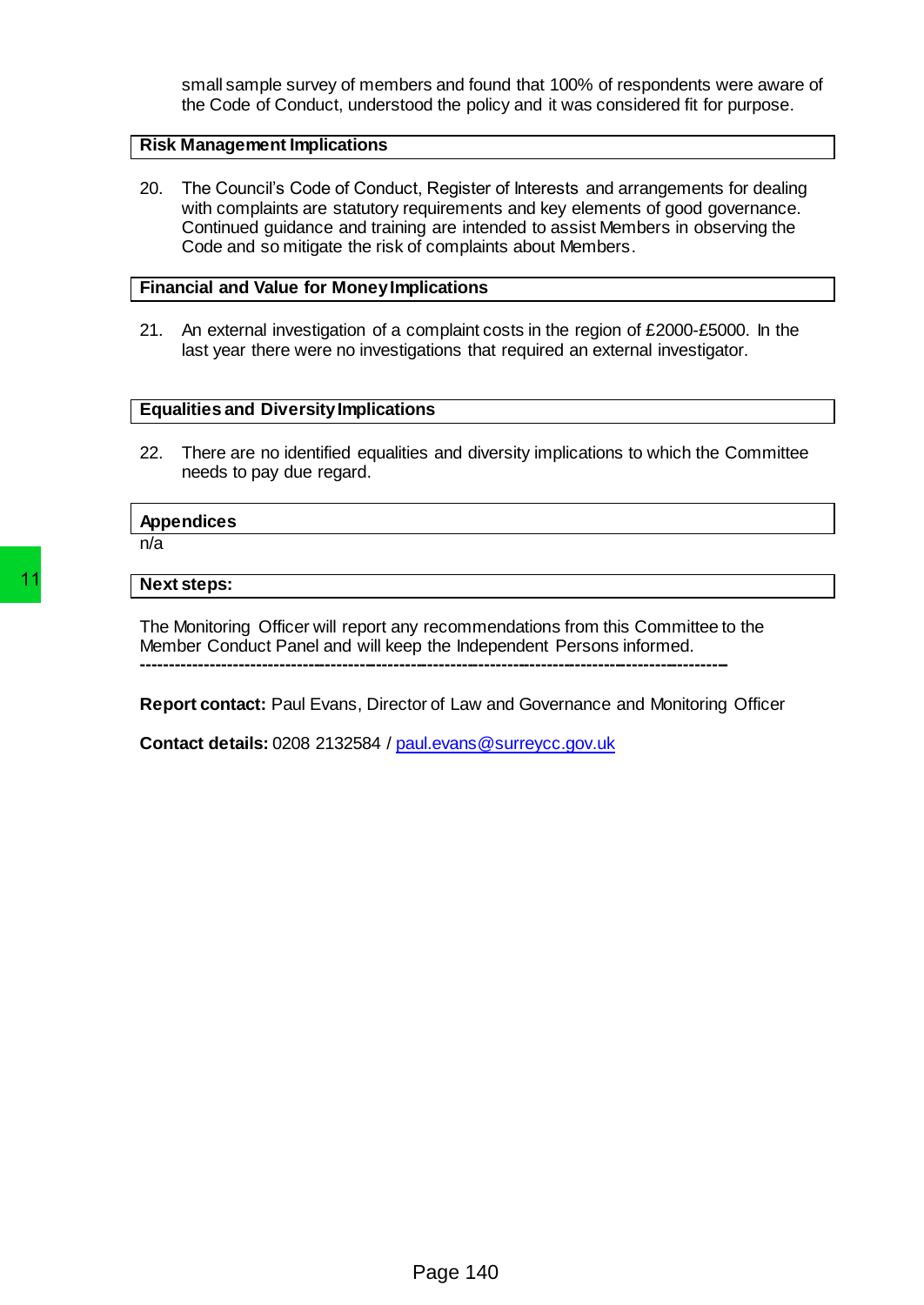small sample survey of members and found that 100% of respondents were aware of the Code of Conduct, understood the policy and it was considered fit for purpose.

## Risk Management Implications

20. The Council's Code of Conduct, Register of Interests and arrangements for dealing with complaints are statutory requirements and key elements of good governance. Continued guidance and training are intended to assist Members in observing the Code and so mitigate the risk of complaints about Members.

## Financial and Value for Money Implications

21. An external investigation of a complaint costs in the region of £2000-£5000. In the last year there were no investigations that required an external investigator.

## Equalities and Diversity Implications

22. There are no identified equalities and diversity implications to which the Committee needs to pay due regard.

## Appendices

n/a

## Next steps:

The Monitoring Officer will report any recommendations from this Committee to the Member Conduct Panel and will keep the Independent Persons informed.

---

**Report contact:** Paul Evans, Director of Law and Governance and Monitoring Officer

**Contact details:** 0208 2132584 / paul.evans@surreycc.gov.uk